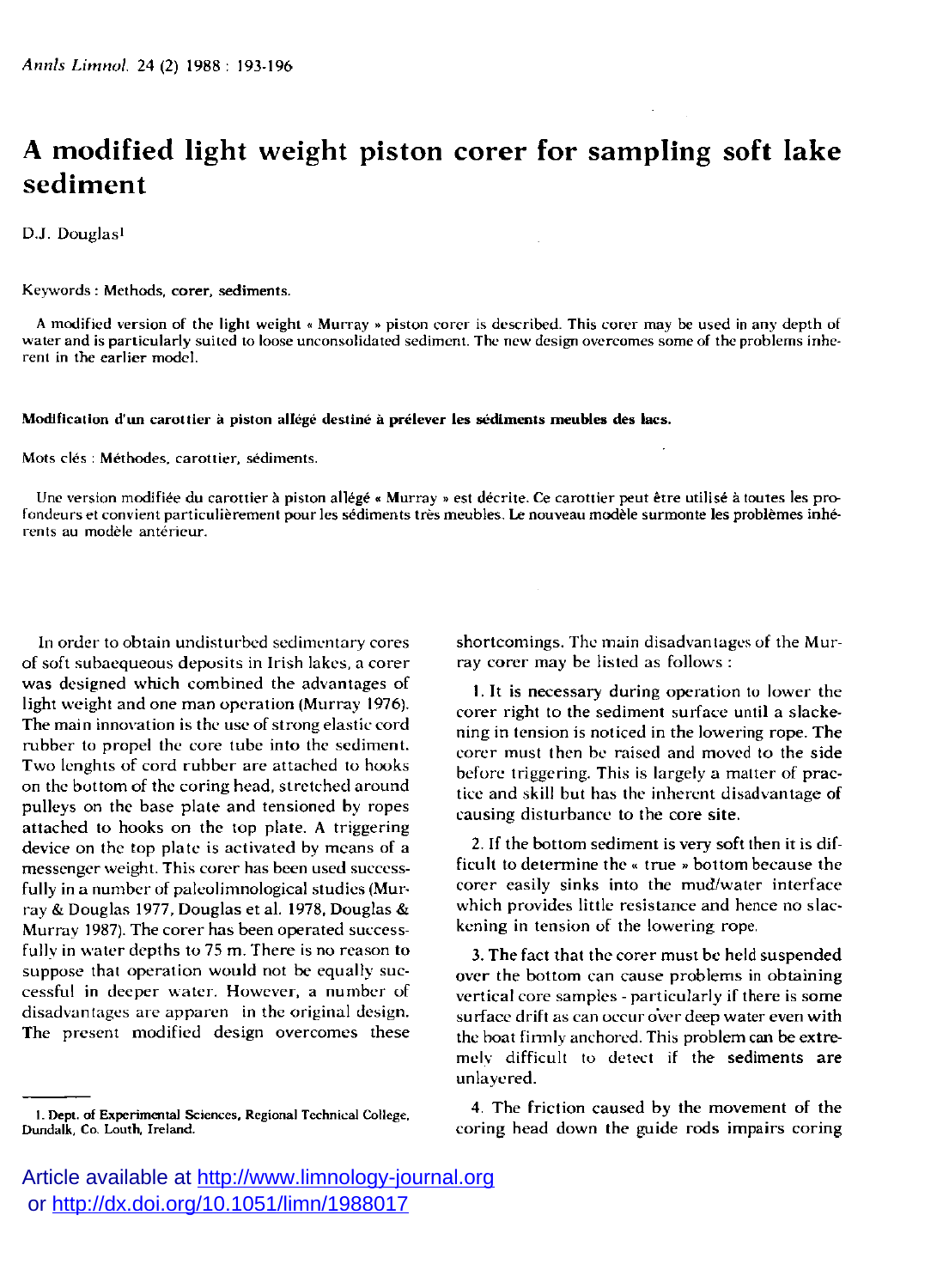# A modified light weight piston corer for sampling soft lake sediment

D.J. Douglas[1]

Keywords : Methods, corer, sediments.

A modified version of the light weight « Murray » piston corer is described. This corer may be used in any depth of water and is particularly suited to loose unconsolidated sediment. The new design overcomes some of the problems inherent in the earlier model.

**Modification d'un carottier à piston allégé destiné à prélever les sédiments meubles des lacs.**

Mots clés : Méthodes, carottier, sédiments.

Une version modifiée du carottier à piston allégé « Murray » est décrite. Ce carottier peut être utilisé à toutes les profondeurs et convient particulièrement pour les sédiments très meubles. Le nouveau modèle surmonte les problèmes inhérents au modèle antérieur.

In order to obtain undisturbed sedimentary cores of soft subaequeous deposits in Irish lakes, a corer was designed which combined the advantages of light weight and one man operation (Murray 1976). The main innovation is the use of strong elastic cord rubber to propel the core tube into the sediment. Two lenghts of cord rubber are attached to hooks on the bottom of the coring head, stretched around pulleys on the base plate and tensioned by ropes attached to hooks on the top plate. A triggering device on the top plate is activated by means of a messenger weight. This corer has been used successfully in a number of paleolimnological studies (Murray & Douglas 1977, Douglas et al. 1978, Douglas & Murray 1987). The corer has been operated successfully in water depths to 75 m. There is no reason to suppose that operation would not be equally successful in deeper water. However, a number of disadvantages are apparen in the original design. The present modified design overcomes these shortcomings. The main disadvantages of the Murray corer may be listed as follows :

1. It is necessary during operation to lower the corer right to the sediment surface until a slackening in tension is noticed in the lowering rope. The corer must then be raised and moved to the side before triggering. This is largely a matter of practice and skill but has the inherent disadvantage of causing disturbance to the core site.

2. If the bottom sediment is very soft then it is difficult to determine the « true » bottom because the corer easily sinks into the mud/water interface which provides little resistance and hence no slackening in tension of the lowering rope.

3. The fact that the corer must be held suspended over the bottom can cause problems in obtaining vertical core samples - particularly if there is some surface drift as can occur over deep water even with the boat firmly anchored. This problem can be extremely difficult to detect if the sediments are unlayered.

4. The friction caused by the movement of the coring head down the guide rods impairs coring

[1] Dept. of Experimental Sciences, Regional Technical College, Dundalk, Co. Louth, Ireland.

Article available at http://www.limnology-journal.org or http://dx.doi.org/10.1051/limn/1988017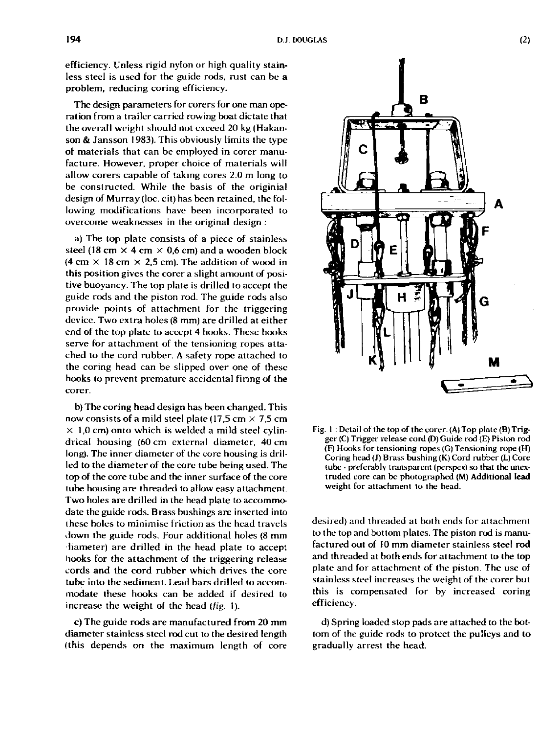efficiency. Unless rigid nylon or high quality stainless steel is used for the guide rods, rust can be a problem, reducing coring efficiency.

The design parameters for corers for one man operation from a trailer carried rowing boat dictate that the overall weight should not exceed 20 kg (Hakanson & Jansson 1983). This obviously limits the type of materials that can be employed in corer manufacture. However, proper choice of materials will allow corers capable of taking cores 2.0 m long to be constructed. While the basis of the originial design of Murray (loc. cit) has been retained, the following modifications have been incorporated to overcome weaknesses in the original design :

a) The top plate consists of a piece of stainless steel (18 cm × 4 cm × 0,6 cm) and a wooden block (4 cm × 18 cm × 2,5 cm). The addition of wood in this position gives the corer a slight amount of positive buoyancy. The top plate is drilled to accept the guide rods and the piston rod. The guide rods also provide points of attachment for the triggering device. Two extra holes (8 mm) are drilled at either end of the top plate to accept 4 hooks. These hooks serve for attachment of the tensioning ropes attached to the cord rubber. A safety rope attached to the coring head can be slipped over one of these hooks to prevent premature accidental firing of the corer.

b) The coring head design has been changed. This now consists of a mild steel plate (17,5 cm × 7,5 cm × 1,0 cm) onto which is welded a mild steel cylindrical housing (60 cm external diameter, 40 cm long). The inner diameter of the core housing is drilled to the diameter of the core tube being used. The top of the core tube and the inner surface of the core tube housing are threaded to allow easy attachment. Two holes are drilled in the head plate to accommodate the guide rods. Brass bushings are inserted into these holes to minimise friction as the head travels down the guide rods. Four additional holes (8 mm diameter) are drilled in the head plate to accept hooks for the attachment of the triggering release cords and the cord rubber which drives the core tube into the sediment. Lead bars drilled to accommodate these hooks can be added if desired to increase the weight of the head (*fig.* 1).

c) The guide rods are manufactured from 20 mm diameter stainless steel rod cut to the desired length (this depends on the maximum length of core desired) and threaded at both ends for attachment to the top and bottom plates. The piston rod is manufactured out of 10 mm diameter stainless steel rod and threaded at both ends for attachment to the top plate and for attachment of the piston. The use of stainless steel increases the weight of the corer but this is compensated for by increased coring efficiency.

d) Spring loaded stop pads are attached to the bottom of the guide rods to protect the pulleys and to gradually arrest the head.

Fig. 1 : Detail of the top of the corer. (A) Top plate (B) Trigger (C) Trigger release cord (D) Guide rod (E) Piston rod (F) Hooks for tensioning ropes (G) Tensioning rope (H) Coring head (J) Brass bushing (K) Cord rubber (L) Core tube - preferably transparent (perspex) so that the unextruded core can be photographed (M) Additional lead weight for attachment to the head.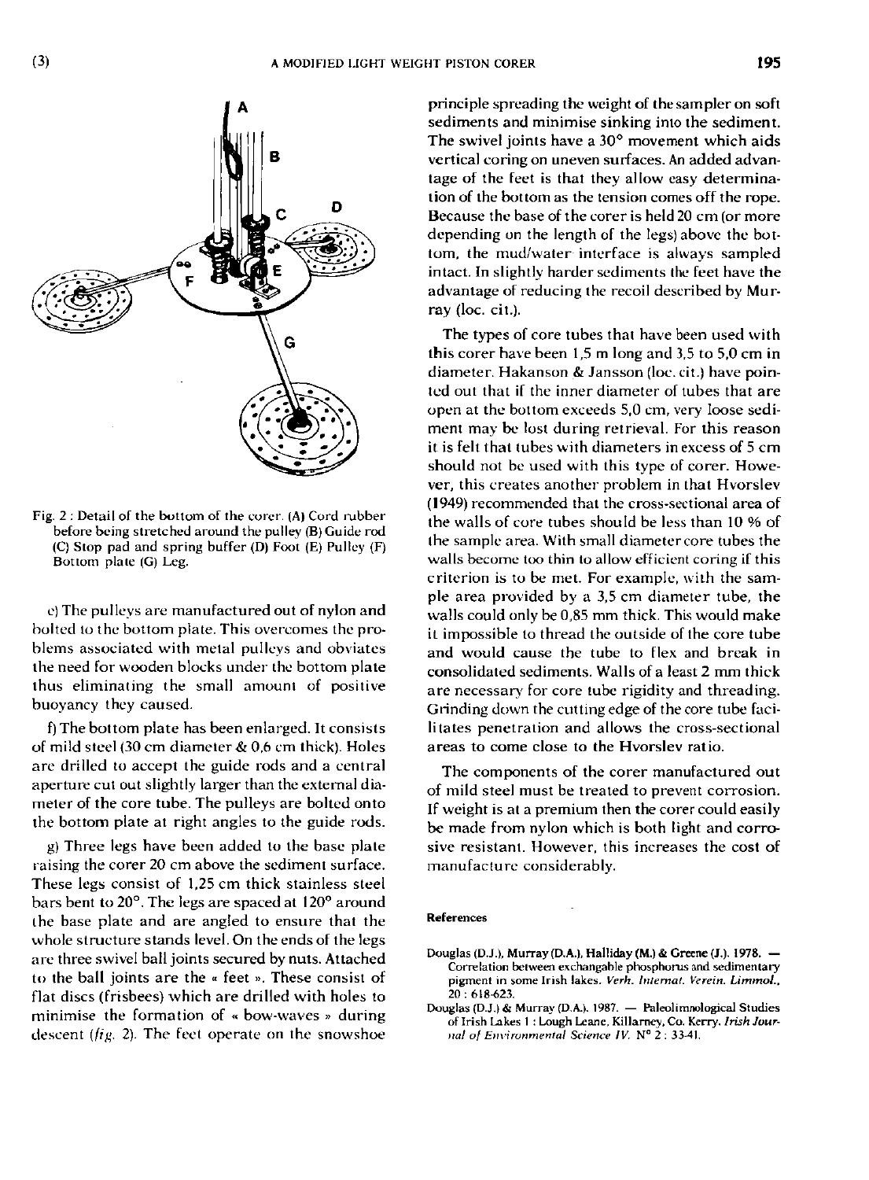Fig. 2 : Detail of the bottom of the corer. (A) Cord rubber before being stretched around the pulley (B) Guide rod (C) Stop pad and spring buffer (D) Foot (E) Pulley (F) Bottom plate (G) Leg.

e) The pulleys are manufactured out of nylon and bolted to the bottom plate. This overcomes the problems associated with metal pulleys and obviates the need for wooden blocks under the bottom plate thus eliminating the small amount of positive buoyancy they caused.

f) The bottom plate has been enlarged. It consists of mild steel (30 cm diameter & 0,6 cm thick). Holes are drilled to accept the guide rods and a central aperture cut out slightly larger than the external diameter of the core tube. The pulleys are bolted onto the bottom plate at right angles to the guide rods.

g) Three legs have been added to the base plate raising the corer 20 cm above the sediment surface. These legs consist of 1,25 cm thick stainless steel bars bent to 20°. The legs are spaced at 120° around the base plate and are angled to ensure that the whole structure stands level. On the ends of the legs are three swivel ball joints secured by nuts. Attached to the ball joints are the « feet ». These consist of flat discs (frisbees) which are drilled with holes to minimise the formation of « bow-waves » during descent (*fig.* 2). The feet operate on the snowshoe principle spreading the weight of the sampler on soft sediments and minimise sinking into the sediment. The swivel joints have a 30° movement which aids vertical coring on uneven surfaces. An added advantage of the feet is that they allow easy determination of the bottom as the tension comes off the rope. Because the base of the corer is held 20 cm (or more depending on the length of the legs) above the bottom, the mud/water interface is always sampled intact. In slightly harder sediments the feet have the advantage of reducing the recoil described by Murray (loc. cit.).

The types of core tubes that have been used with this corer have been 1,5 m long and 3,5 to 5,0 cm in diameter. Hakanson & Jansson (loc. cit.) have pointed out that if the inner diameter of tubes that are open at the bottom exceeds 5,0 cm, very loose sediment may be lost during retrieval. For this reason it is felt that tubes with diameters in excess of 5 cm should not be used with this type of corer. However, this creates another problem in that Hvorslev (1949) recommended that the cross-sectional area of the walls of core tubes should be less than 10 % of the sample area. With small diameter core tubes the walls become too thin to allow efficient coring if this criterion is to be met. For example, with the sample area provided by a 3,5 cm diameter tube, the walls could only be 0,85 mm thick. This would make it impossible to thread the outside of the core tube and would cause the tube to flex and break in consolidated sediments. Walls of a least 2 mm thick are necessary for core tube rigidity and threading. Grinding down the cutting edge of the core tube facilitates penetration and allows the cross-sectional areas to come close to the Hvorslev ratio.

The components of the corer manufactured out of mild steel must be treated to prevent corrosion. If weight is at a premium then the corer could easily be made from nylon which is both light and corrosive resistant. However, this increases the cost of manufacture considerably.

### References

Douglas (D.J.), Murray (D.A.), Halliday (M.) & Greene (J.). 1978. — Correlation between exchangable phosphorus and sedimentary pigment in some Irish lakes. *Verh. Internat. Verein. Limnol.*, 20 : 618-623.

Douglas (D.J.) & Murray (D.A.). 1987. — Paleolimnological Studies of Irish Lakes 1 : Lough Leane, Killarney, Co. Kerry. *Irish Journal of Environmental Science IV.* N° 2 : 33-41.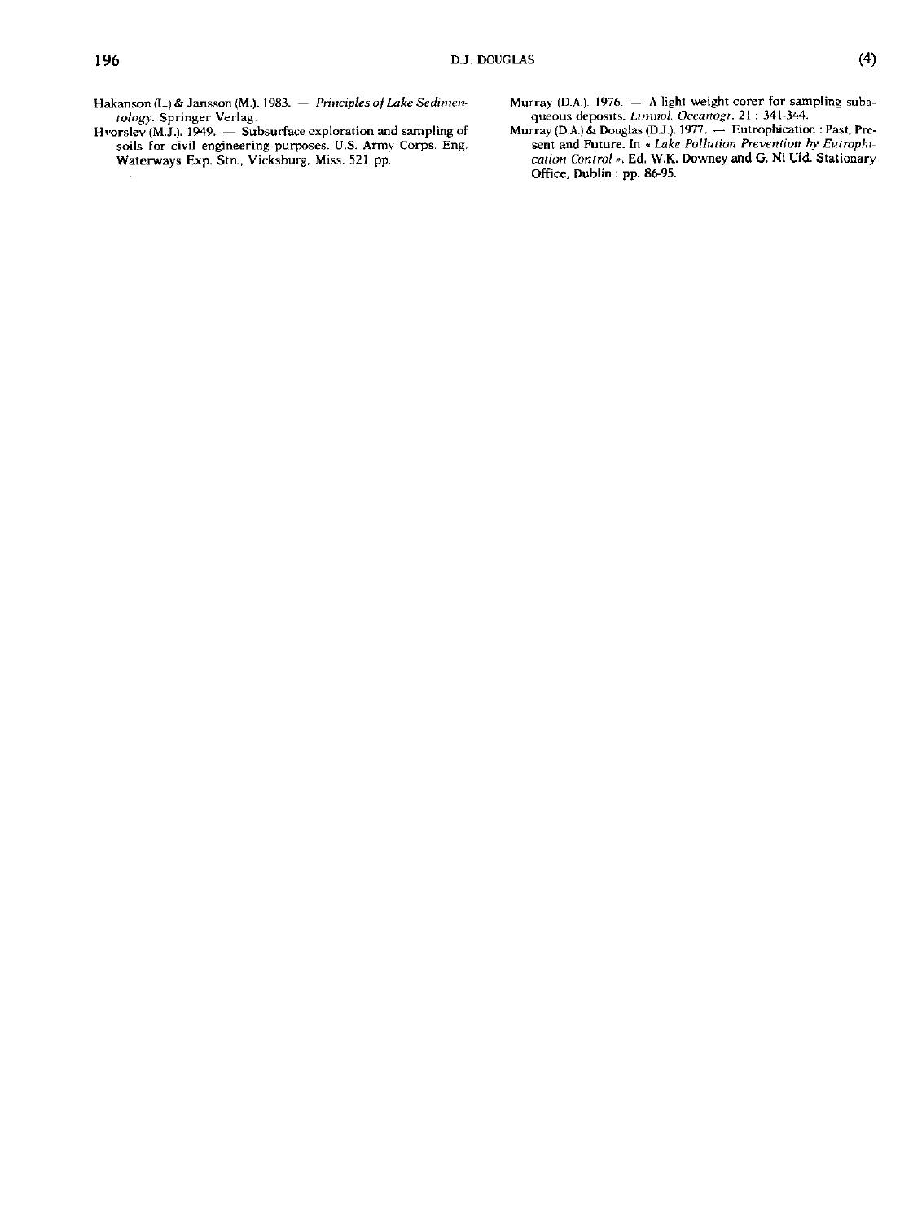Hakanson (L.) & Jansson (M.). 1983. — *Principles of Lake Sedimentology*. Springer Verlag.

Hvorslev (M.J.). 1949. — Subsurface exploration and sampling of soils for civil engineering purposes. U.S. Army Corps. Eng. Waterways Exp. Stn., Vicksburg, Miss. 521 pp.

Murray (D.A.). 1976. — A light weight corer for sampling subaqueous deposits. *Limnol. Oceanogr.* 21 : 341-344.

Murray (D.A.) & Douglas (D.J.). 1977. — Eutrophication : Past, Present and Future. In « *Lake Pollution Prevention by Eutrophication Control* ». Ed. W.K. Downey and G. Ni Uid. Stationary Office, Dublin : pp. 86-95.